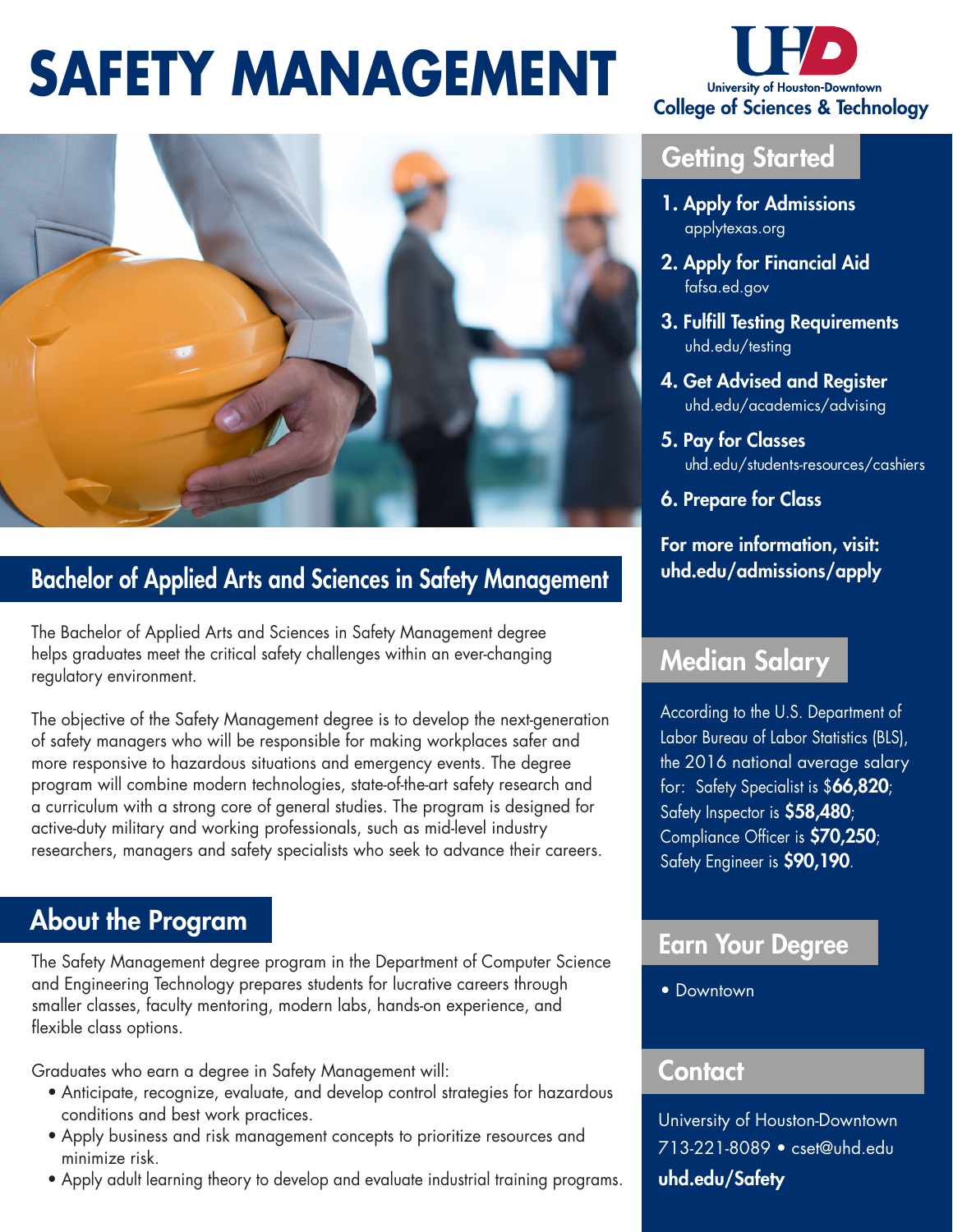# SAFETY MANAGEMENT

University of Houston-Downtown
College of Sciences & Technology

## Bachelor of Applied Arts and Sciences in Safety Management

The Bachelor of Applied Arts and Sciences in Safety Management degree helps graduates meet the critical safety challenges within an ever-changing regulatory environment.

The objective of the Safety Management degree is to develop the next-generation of safety managers who will be responsible for making workplaces safer and more responsive to hazardous situations and emergency events. The degree program will combine modern technologies, state-of-the-art safety research and a curriculum with a strong core of general studies. The program is designed for active-duty military and working professionals, such as mid-level industry researchers, managers and safety specialists who seek to advance their careers.

## About the Program

The Safety Management degree program in the Department of Computer Science and Engineering Technology prepares students for lucrative careers through smaller classes, faculty mentoring, modern labs, hands-on experience, and flexible class options.

Graduates who earn a degree in Safety Management will:

- Anticipate, recognize, evaluate, and develop control strategies for hazardous conditions and best work practices.
- Apply business and risk management concepts to prioritize resources and minimize risk.
- Apply adult learning theory to develop and evaluate industrial training programs.

## Getting Started

1. **Apply for Admissions**
   applytexas.org
2. **Apply for Financial Aid**
   fafsa.ed.gov
3. **Fulfill Testing Requirements**
   uhd.edu/testing
4. **Get Advised and Register**
   uhd.edu/academics/advising
5. **Pay for Classes**
   uhd.edu/students-resources/cashiers
6. **Prepare for Class**

**For more information, visit: uhd.edu/admissions/apply**

## Median Salary

According to the U.S. Department of Labor Bureau of Labor Statistics (BLS), the 2016 national average salary for: Safety Specialist is $**66,820**; Safety Inspector is **$58,480**; Compliance Officer is **$70,250**; Safety Engineer is **$90,190**.

## Earn Your Degree

- Downtown

## Contact

University of Houston-Downtown
713-221-8089 • cset@uhd.edu
**uhd.edu/Safety**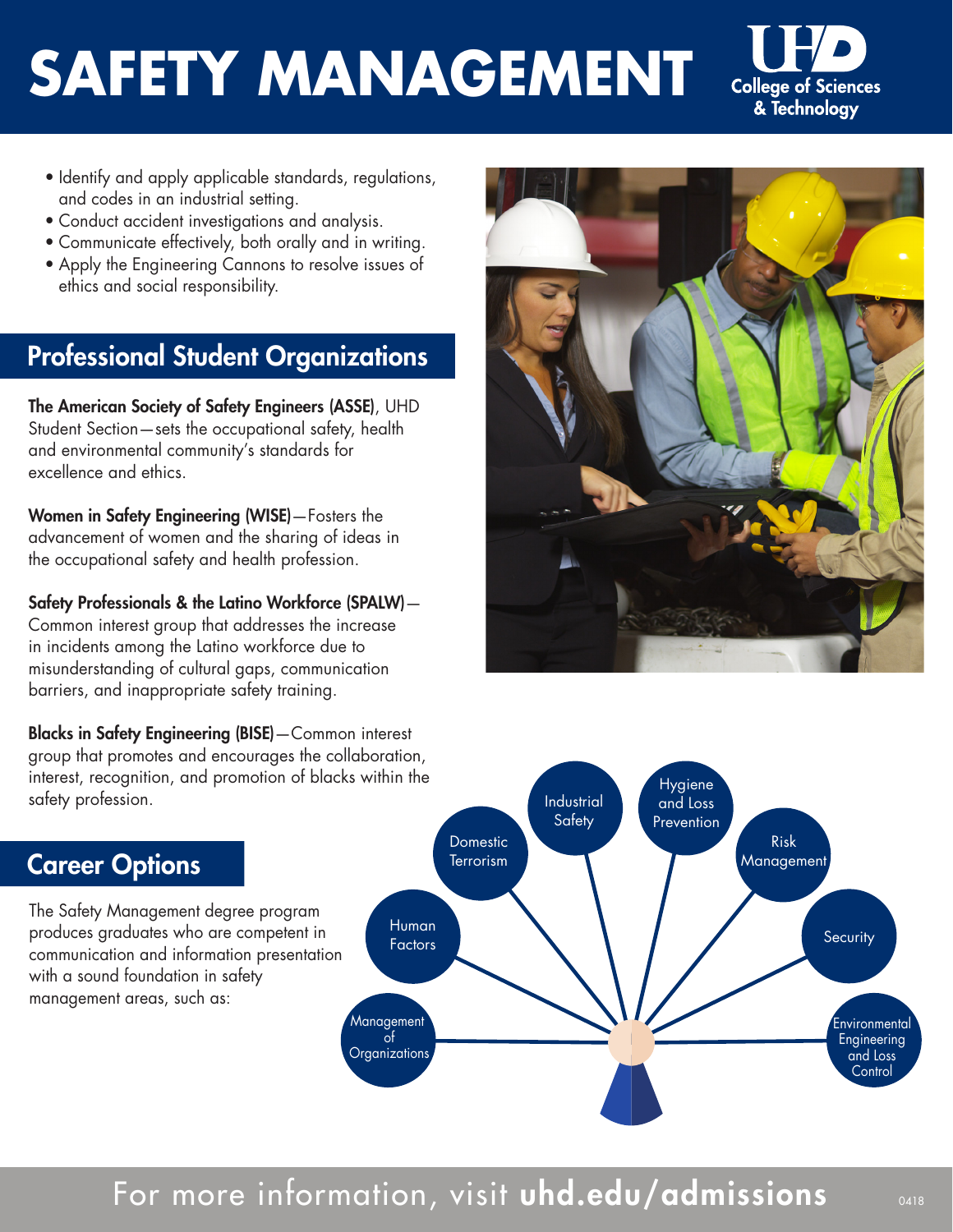# SAFETY MANAGEMENT

UHD College of Sciences & Technology

- Identify and apply applicable standards, regulations, and codes in an industrial setting.
- Conduct accident investigations and analysis.
- Communicate effectively, both orally and in writing.
- Apply the Engineering Cannons to resolve issues of ethics and social responsibility.

## Professional Student Organizations

**The American Society of Safety Engineers (ASSE)**, UHD Student Section—sets the occupational safety, health and environmental community's standards for excellence and ethics.

**Women in Safety Engineering (WISE)**—Fosters the advancement of women and the sharing of ideas in the occupational safety and health profession.

**Safety Professionals & the Latino Workforce (SPALW)**—Common interest group that addresses the increase in incidents among the Latino workforce due to misunderstanding of cultural gaps, communication barriers, and inappropriate safety training.

**Blacks in Safety Engineering (BISE)**—Common interest group that promotes and encourages the collaboration, interest, recognition, and promotion of blacks within the safety profession.

## Career Options

The Safety Management degree program produces graduates who are competent in communication and information presentation with a sound foundation in safety management areas, such as:

Management of Organizations

Human Factors

Domestic Terrorism

Industrial Safety

Hygiene and Loss Prevention

Risk Management

Security

Environmental Engineering and Loss Control

For more information, visit **uhd.edu/admissions**

0418